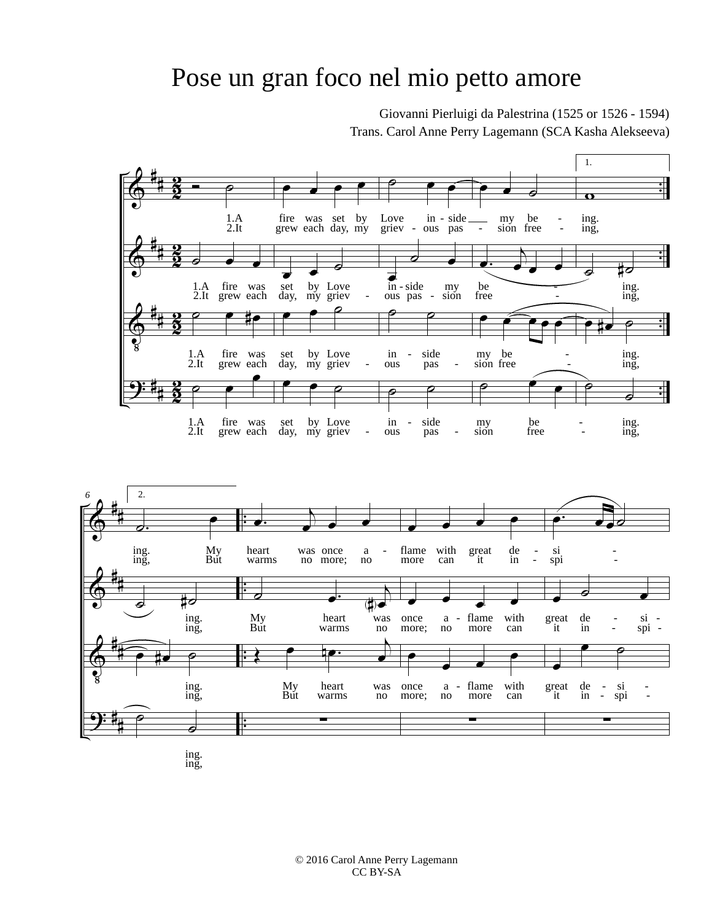# Pose un gran foco nel mio petto amore

Giovanni Pierluigi da Palestrina (1525 or 1526 - 1594)
Trans. Carol Anne Perry Lagemann (SCA Kasha Alekseeva)

1.A fire was set by Love in - side my be - ing.
2.It grew each day, my griev - ous pas - sion free - ing,

My heart was once a - flame with great de - si -
But warms no more; no more can it in - spi -

© 2016 Carol Anne Perry Lagemann
CC BY-SA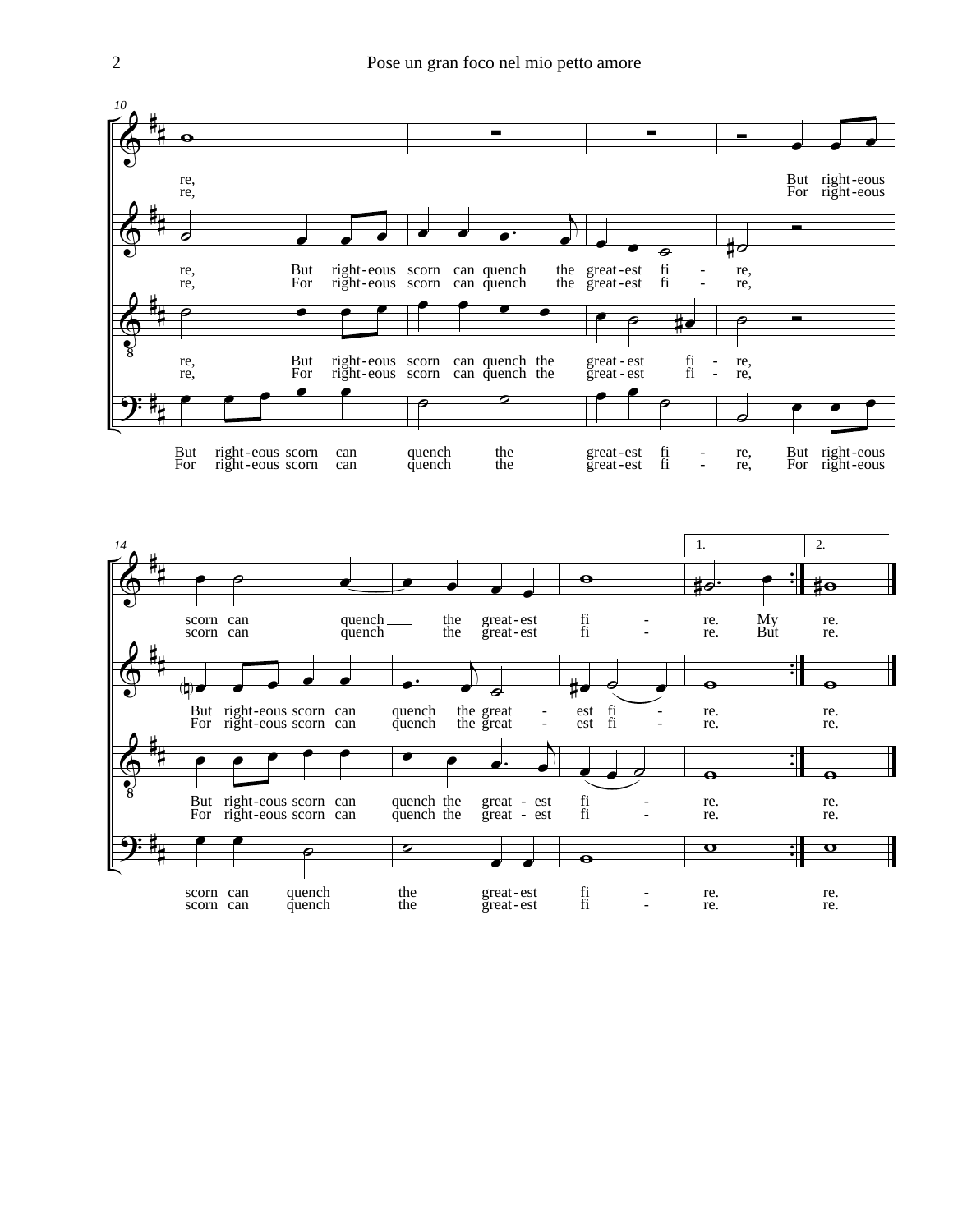10

re, But right-eous
re, For right-eous

re, But right-eous scorn can quench the great-est fi - re,
re, For right-eous scorn can quench the great-est fi - re,

re, But right-eous scorn can quench the great-est fi - re,
re, For right-eous scorn can quench the great-est fi - re,

But right-eous scorn can quench the great-est fi - re, But right-eous
For right-eous scorn can quench the great-est fi - re, For right-eous

14

1. 2.

scorn can quench the great-est fi - re. My re.
scorn can quench the great-est fi - re. But re.

But right-eous scorn can quench the great - est fi - re. re.
For right-eous scorn can quench the great - est fi - re. re.

But right-eous scorn can quench the great - est fi - re. re.
For right-eous scorn can quench the great - est fi - re. re.

scorn can quench the great-est fi - re. re.
scorn can quench the great-est fi - re. re.